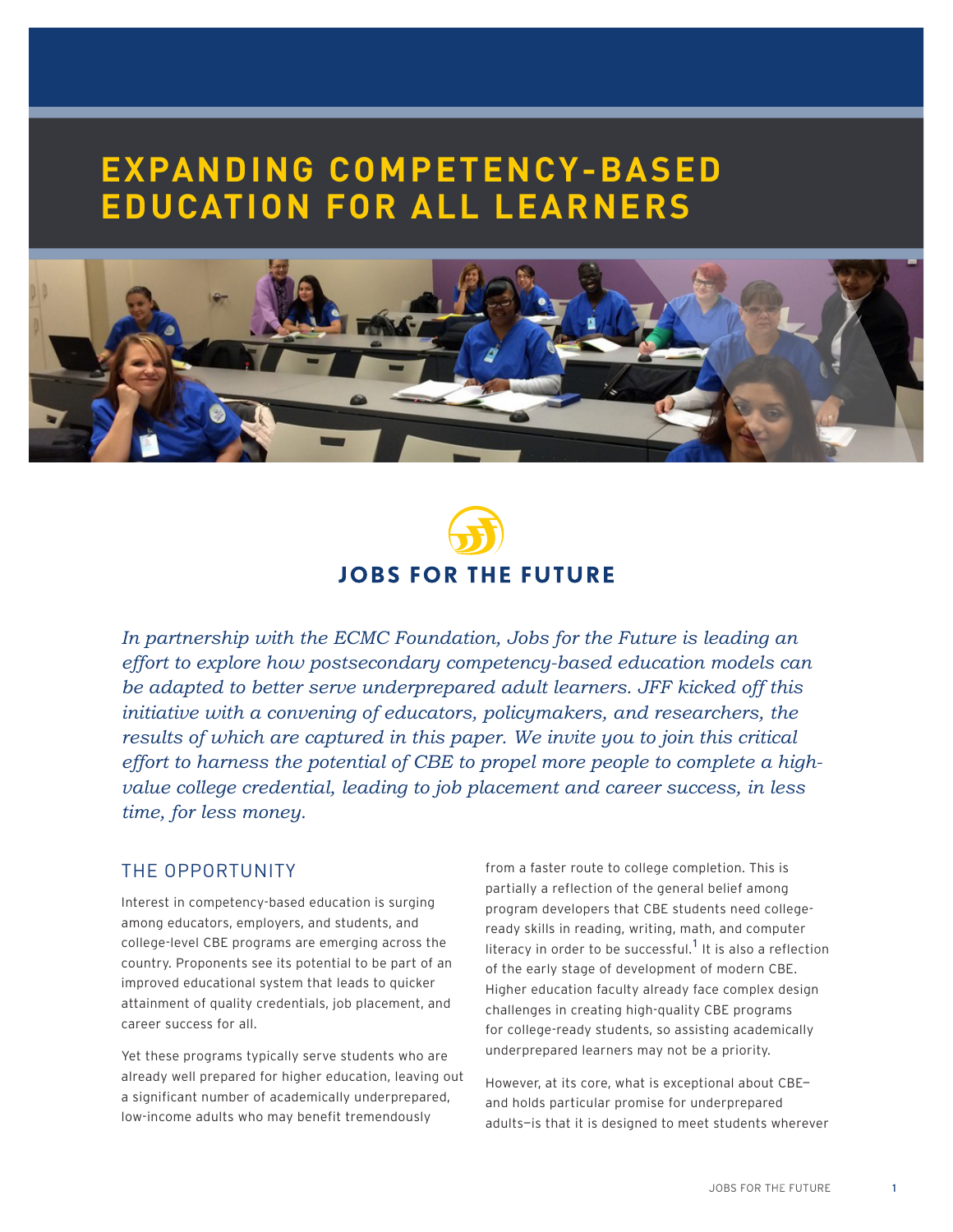# EXPANDING COMPETENCY-BASED EDUCATION FOR ALL LEARNERS

JOBS FOR THE FUTURE

*In partnership with the ECMC Foundation, Jobs for the Future is leading an effort to explore how postsecondary competency-based education models can be adapted to better serve underprepared adult learners. JFF kicked off this initiative with a convening of educators, policymakers, and researchers, the results of which are captured in this paper. We invite you to join this critical effort to harness the potential of CBE to propel more people to complete a high-value college credential, leading to job placement and career success, in less time, for less money.*

## THE OPPORTUNITY

Interest in competency-based education is surging among educators, employers, and students, and college-level CBE programs are emerging across the country. Proponents see its potential to be part of an improved educational system that leads to quicker attainment of quality credentials, job placement, and career success for all.

Yet these programs typically serve students who are already well prepared for higher education, leaving out a significant number of academically underprepared, low-income adults who may benefit tremendously from a faster route to college completion. This is partially a reflection of the general belief among program developers that CBE students need college-ready skills in reading, writing, math, and computer literacy in order to be successful.[1] It is also a reflection of the early stage of development of modern CBE. Higher education faculty already face complex design challenges in creating high-quality CBE programs for college-ready students, so assisting academically underprepared learners may not be a priority.

However, at its core, what is exceptional about CBE—and holds particular promise for underprepared adults—is that it is designed to meet students wherever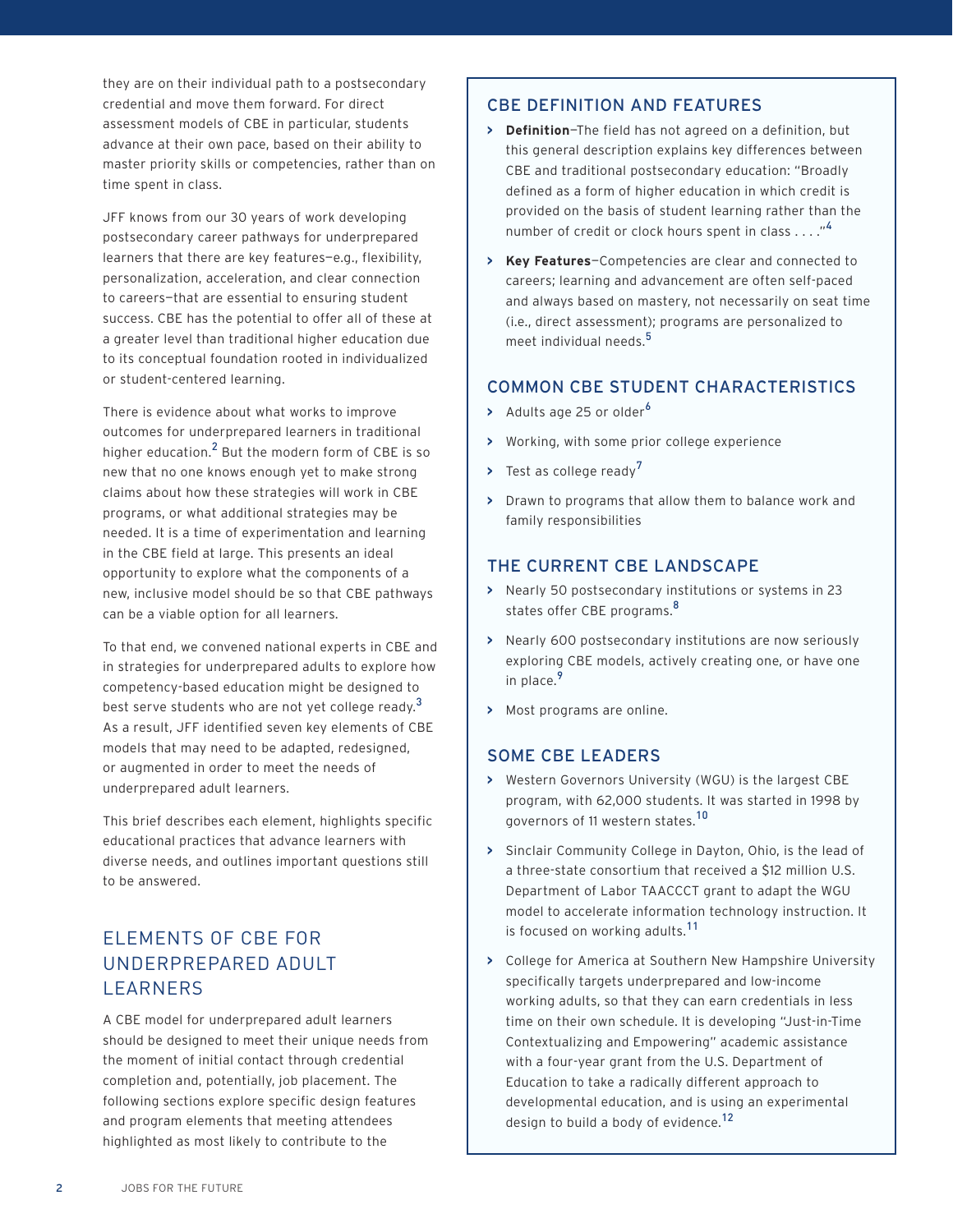they are on their individual path to a postsecondary credential and move them forward. For direct assessment models of CBE in particular, students advance at their own pace, based on their ability to master priority skills or competencies, rather than on time spent in class.

JFF knows from our 30 years of work developing postsecondary career pathways for underprepared learners that there are key features—e.g., flexibility, personalization, acceleration, and clear connection to careers—that are essential to ensuring student success. CBE has the potential to offer all of these at a greater level than traditional higher education due to its conceptual foundation rooted in individualized or student-centered learning.

There is evidence about what works to improve outcomes for underprepared learners in traditional higher education.[2] But the modern form of CBE is so new that no one knows enough yet to make strong claims about how these strategies will work in CBE programs, or what additional strategies may be needed. It is a time of experimentation and learning in the CBE field at large. This presents an ideal opportunity to explore what the components of a new, inclusive model should be so that CBE pathways can be a viable option for all learners.

To that end, we convened national experts in CBE and in strategies for underprepared adults to explore how competency-based education might be designed to best serve students who are not yet college ready.[3] As a result, JFF identified seven key elements of CBE models that may need to be adapted, redesigned, or augmented in order to meet the needs of underprepared adult learners.

This brief describes each element, highlights specific educational practices that advance learners with diverse needs, and outlines important questions still to be answered.

## ELEMENTS OF CBE FOR UNDERPREPARED ADULT LEARNERS

A CBE model for underprepared adult learners should be designed to meet their unique needs from the moment of initial contact through credential completion and, potentially, job placement. The following sections explore specific design features and program elements that meeting attendees highlighted as most likely to contribute to the

### CBE DEFINITION AND FEATURES

- **Definition**—The field has not agreed on a definition, but this general description explains key differences between CBE and traditional postsecondary education: "Broadly defined as a form of higher education in which credit is provided on the basis of student learning rather than the number of credit or clock hours spent in class . . . ."[4]
- **Key Features**—Competencies are clear and connected to careers; learning and advancement are often self-paced and always based on mastery, not necessarily on seat time (i.e., direct assessment); programs are personalized to meet individual needs.[5]

### COMMON CBE STUDENT CHARACTERISTICS

- Adults age 25 or older[6]
- Working, with some prior college experience
- Test as college ready[7]
- Drawn to programs that allow them to balance work and family responsibilities

### THE CURRENT CBE LANDSCAPE

- Nearly 50 postsecondary institutions or systems in 23 states offer CBE programs.[8]
- Nearly 600 postsecondary institutions are now seriously exploring CBE models, actively creating one, or have one in place.[9]
- Most programs are online.

### SOME CBE LEADERS

- Western Governors University (WGU) is the largest CBE program, with 62,000 students. It was started in 1998 by governors of 11 western states.[10]
- Sinclair Community College in Dayton, Ohio, is the lead of a three-state consortium that received a $12 million U.S. Department of Labor TAACCCT grant to adapt the WGU model to accelerate information technology instruction. It is focused on working adults.[11]
- College for America at Southern New Hampshire University specifically targets underprepared and low-income working adults, so that they can earn credentials in less time on their own schedule. It is developing "Just-in-Time Contextualizing and Empowering" academic assistance with a four-year grant from the U.S. Department of Education to take a radically different approach to developmental education, and is using an experimental design to build a body of evidence.[12]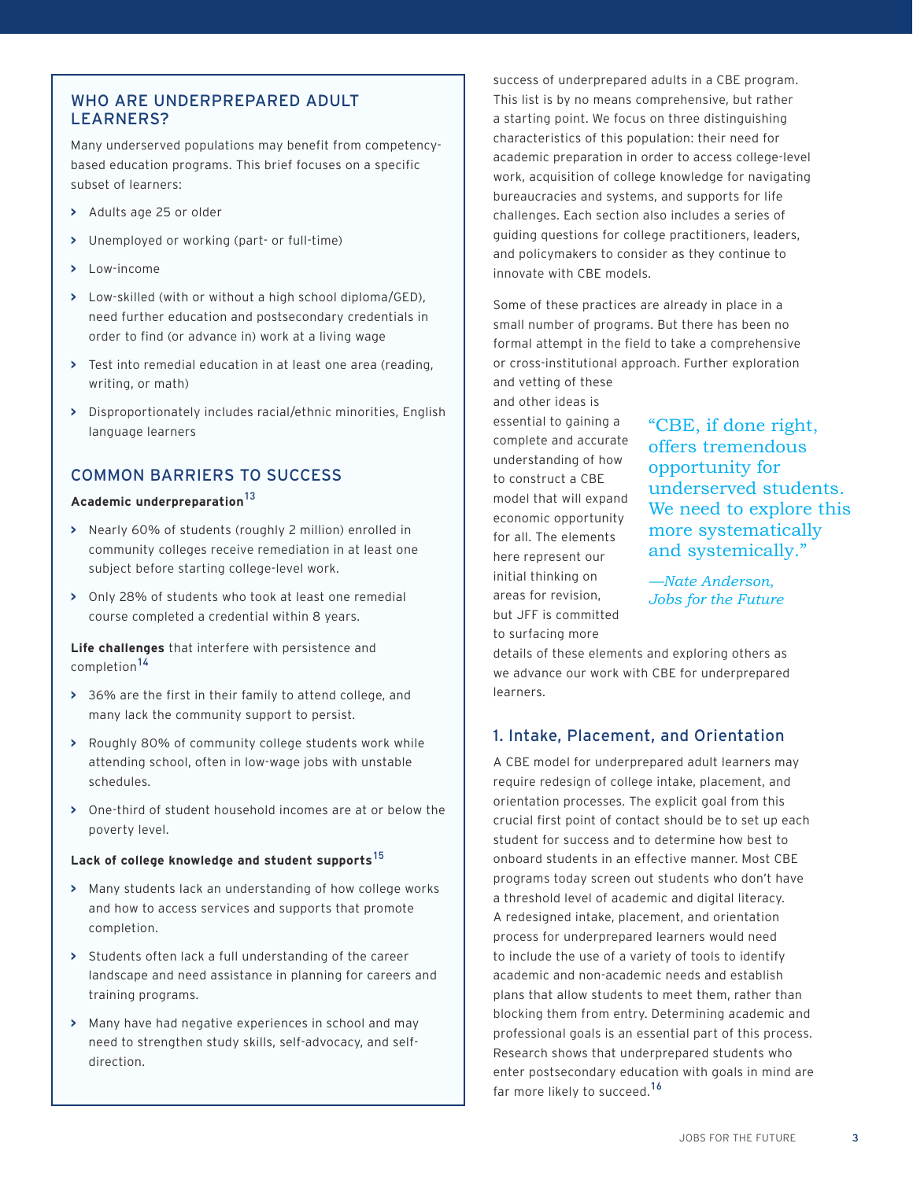## WHO ARE UNDERPREPARED ADULT LEARNERS?

Many underserved populations may benefit from competency-based education programs. This brief focuses on a specific subset of learners:

- Adults age 25 or older
- Unemployed or working (part- or full-time)
- Low-income
- Low-skilled (with or without a high school diploma/GED), need further education and postsecondary credentials in order to find (or advance in) work at a living wage
- Test into remedial education in at least one area (reading, writing, or math)
- Disproportionately includes racial/ethnic minorities, English language learners

## COMMON BARRIERS TO SUCCESS

**Academic underpreparation**[13]

- Nearly 60% of students (roughly 2 million) enrolled in community colleges receive remediation in at least one subject before starting college-level work.
- Only 28% of students who took at least one remedial course completed a credential within 8 years.

**Life challenges** that interfere with persistence and completion[14]

- 36% are the first in their family to attend college, and many lack the community support to persist.
- Roughly 80% of community college students work while attending school, often in low-wage jobs with unstable schedules.
- One-third of student household incomes are at or below the poverty level.

**Lack of college knowledge and student supports**[15]

- Many students lack an understanding of how college works and how to access services and supports that promote completion.
- Students often lack a full understanding of the career landscape and need assistance in planning for careers and training programs.
- Many have had negative experiences in school and may need to strengthen study skills, self-advocacy, and self-direction.

success of underprepared adults in a CBE program. This list is by no means comprehensive, but rather a starting point. We focus on three distinguishing characteristics of this population: their need for academic preparation in order to access college-level work, acquisition of college knowledge for navigating bureaucracies and systems, and supports for life challenges. Each section also includes a series of guiding questions for college practitioners, leaders, and policymakers to consider as they continue to innovate with CBE models.

Some of these practices are already in place in a small number of programs. But there has been no formal attempt in the field to take a comprehensive or cross-institutional approach. Further exploration and vetting of these and other ideas is essential to gaining a complete and accurate understanding of how to construct a CBE model that will expand economic opportunity for all. The elements here represent our initial thinking on areas for revision, but JFF is committed to surfacing more details of these elements and exploring others as we advance our work with CBE for underprepared learners.

> "CBE, if done right, offers tremendous opportunity for underserved students. We need to explore this more systematically and systemically."
>
> *—Nate Anderson, Jobs for the Future*

## 1. Intake, Placement, and Orientation

A CBE model for underprepared adult learners may require redesign of college intake, placement, and orientation processes. The explicit goal from this crucial first point of contact should be to set up each student for success and to determine how best to onboard students in an effective manner. Most CBE programs today screen out students who don't have a threshold level of academic and digital literacy. A redesigned intake, placement, and orientation process for underprepared learners would need to include the use of a variety of tools to identify academic and non-academic needs and establish plans that allow students to meet them, rather than blocking them from entry. Determining academic and professional goals is an essential part of this process. Research shows that underprepared students who enter postsecondary education with goals in mind are far more likely to succeed.[16]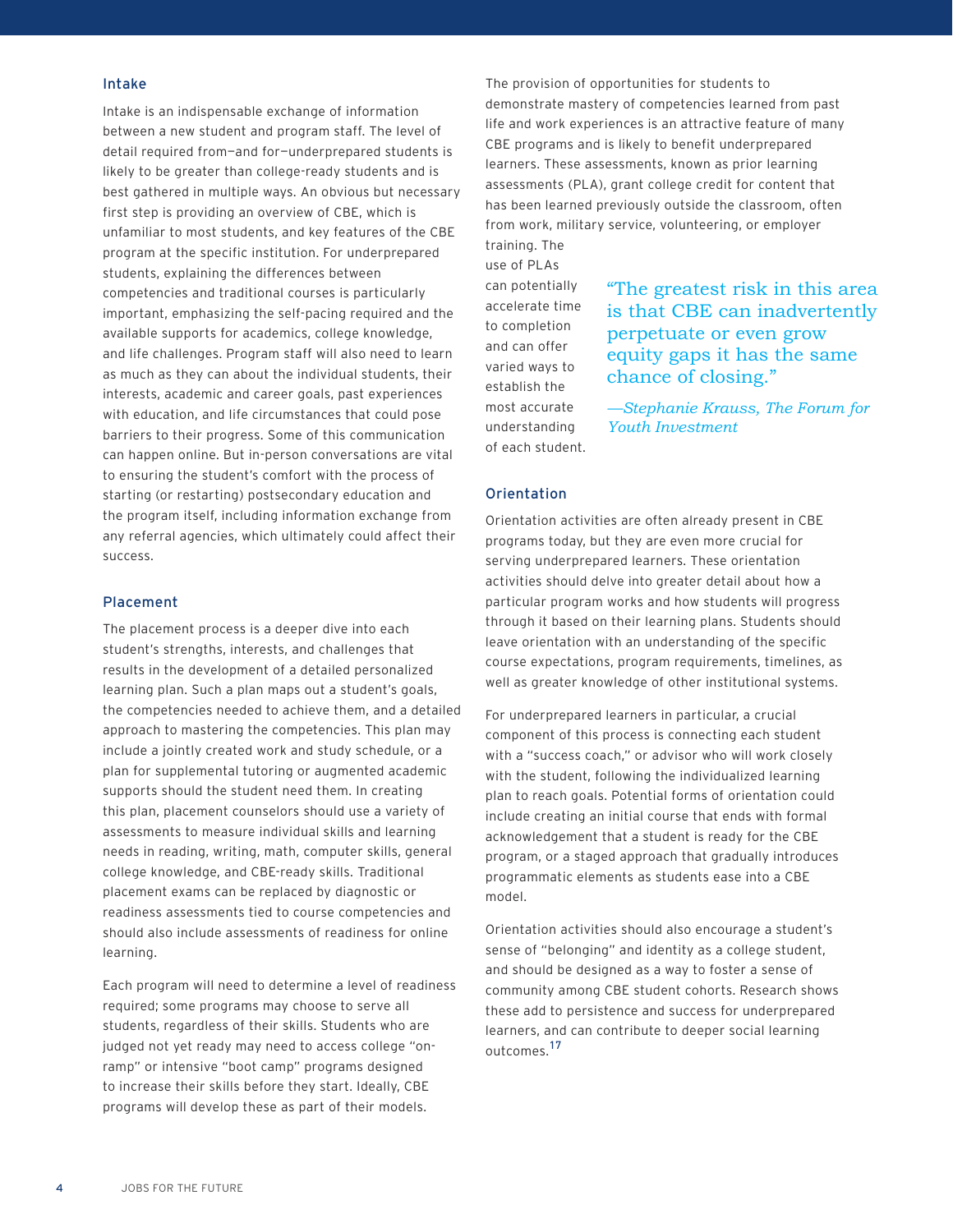## Intake

Intake is an indispensable exchange of information between a new student and program staff. The level of detail required from—and for—underprepared students is likely to be greater than college-ready students and is best gathered in multiple ways. An obvious but necessary first step is providing an overview of CBE, which is unfamiliar to most students, and key features of the CBE program at the specific institution. For underprepared students, explaining the differences between competencies and traditional courses is particularly important, emphasizing the self-pacing required and the available supports for academics, college knowledge, and life challenges. Program staff will also need to learn as much as they can about the individual students, their interests, academic and career goals, past experiences with education, and life circumstances that could pose barriers to their progress. Some of this communication can happen online. But in-person conversations are vital to ensuring the student's comfort with the process of starting (or restarting) postsecondary education and the program itself, including information exchange from any referral agencies, which ultimately could affect their success.

## Placement

The placement process is a deeper dive into each student's strengths, interests, and challenges that results in the development of a detailed personalized learning plan. Such a plan maps out a student's goals, the competencies needed to achieve them, and a detailed approach to mastering the competencies. This plan may include a jointly created work and study schedule, or a plan for supplemental tutoring or augmented academic supports should the student need them. In creating this plan, placement counselors should use a variety of assessments to measure individual skills and learning needs in reading, writing, math, computer skills, general college knowledge, and CBE-ready skills. Traditional placement exams can be replaced by diagnostic or readiness assessments tied to course competencies and should also include assessments of readiness for online learning.

Each program will need to determine a level of readiness required; some programs may choose to serve all students, regardless of their skills. Students who are judged not yet ready may need to access college "on-ramp" or intensive "boot camp" programs designed to increase their skills before they start. Ideally, CBE programs will develop these as part of their models.

The provision of opportunities for students to demonstrate mastery of competencies learned from past life and work experiences is an attractive feature of many CBE programs and is likely to benefit underprepared learners. These assessments, known as prior learning assessments (PLA), grant college credit for content that has been learned previously outside the classroom, often from work, military service, volunteering, or employer training. The use of PLAs can potentially accelerate time to completion and can offer varied ways to establish the most accurate understanding of each student.

> "The greatest risk in this area is that CBE can inadvertently perpetuate or even grow equity gaps it has the same chance of closing."
>
> *—Stephanie Krauss, The Forum for Youth Investment*

## Orientation

Orientation activities are often already present in CBE programs today, but they are even more crucial for serving underprepared learners. These orientation activities should delve into greater detail about how a particular program works and how students will progress through it based on their learning plans. Students should leave orientation with an understanding of the specific course expectations, program requirements, timelines, as well as greater knowledge of other institutional systems.

For underprepared learners in particular, a crucial component of this process is connecting each student with a "success coach," or advisor who will work closely with the student, following the individualized learning plan to reach goals. Potential forms of orientation could include creating an initial course that ends with formal acknowledgement that a student is ready for the CBE program, or a staged approach that gradually introduces programmatic elements as students ease into a CBE model.

Orientation activities should also encourage a student's sense of "belonging" and identity as a college student, and should be designed as a way to foster a sense of community among CBE student cohorts. Research shows these add to persistence and success for underprepared learners, and can contribute to deeper social learning outcomes.[17]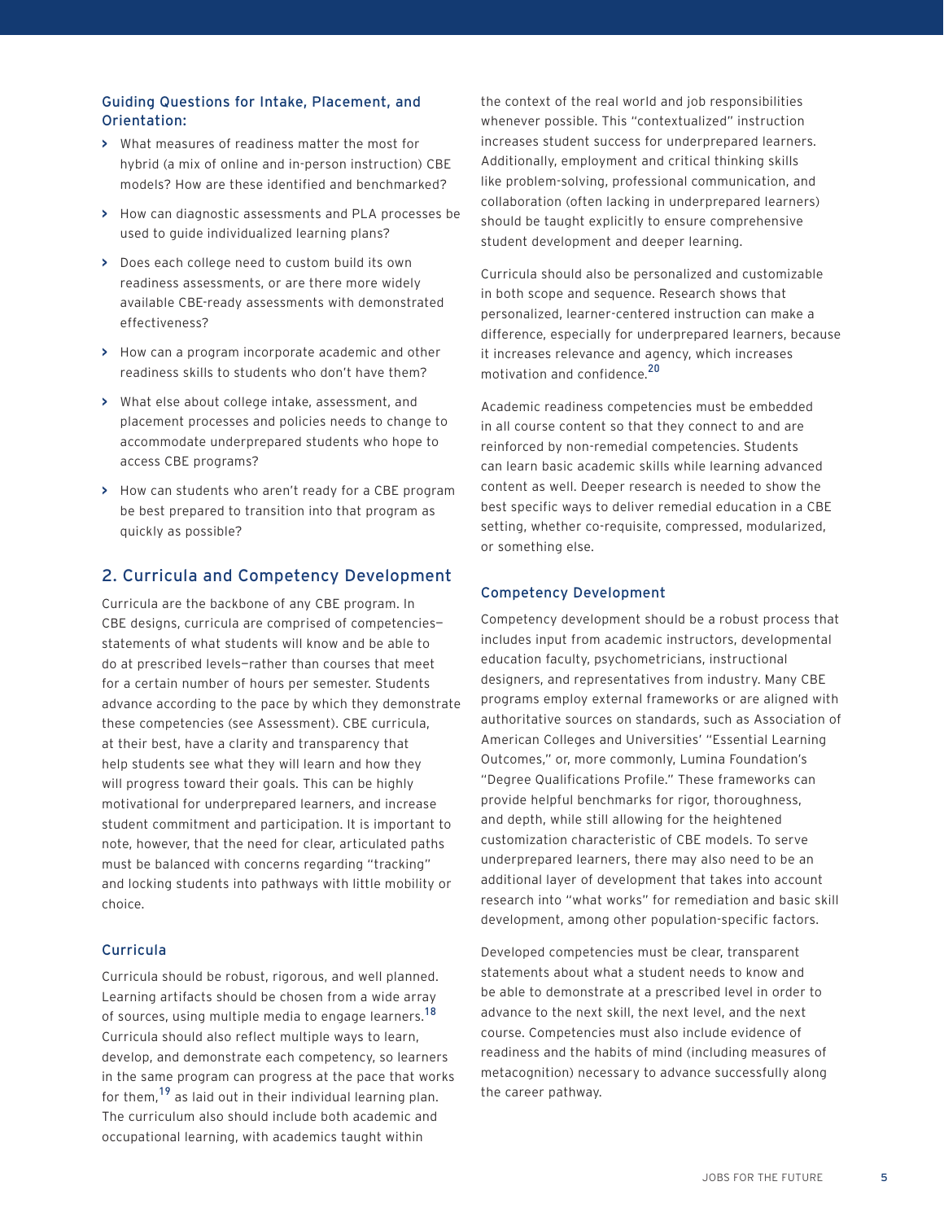### Guiding Questions for Intake, Placement, and Orientation:

- What measures of readiness matter the most for hybrid (a mix of online and in-person instruction) CBE models? How are these identified and benchmarked?
- How can diagnostic assessments and PLA processes be used to guide individualized learning plans?
- Does each college need to custom build its own readiness assessments, or are there more widely available CBE-ready assessments with demonstrated effectiveness?
- How can a program incorporate academic and other readiness skills to students who don't have them?
- What else about college intake, assessment, and placement processes and policies needs to change to accommodate underprepared students who hope to access CBE programs?
- How can students who aren't ready for a CBE program be best prepared to transition into that program as quickly as possible?

## 2. Curricula and Competency Development

Curricula are the backbone of any CBE program. In CBE designs, curricula are comprised of competencies—statements of what students will know and be able to do at prescribed levels—rather than courses that meet for a certain number of hours per semester. Students advance according to the pace by which they demonstrate these competencies (see Assessment). CBE curricula, at their best, have a clarity and transparency that help students see what they will learn and how they will progress toward their goals. This can be highly motivational for underprepared learners, and increase student commitment and participation. It is important to note, however, that the need for clear, articulated paths must be balanced with concerns regarding "tracking" and locking students into pathways with little mobility or choice.

### Curricula

Curricula should be robust, rigorous, and well planned. Learning artifacts should be chosen from a wide array of sources, using multiple media to engage learners.[18] Curricula should also reflect multiple ways to learn, develop, and demonstrate each competency, so learners in the same program can progress at the pace that works for them,[19] as laid out in their individual learning plan. The curriculum also should include both academic and occupational learning, with academics taught within the context of the real world and job responsibilities whenever possible. This "contextualized" instruction increases student success for underprepared learners. Additionally, employment and critical thinking skills like problem-solving, professional communication, and collaboration (often lacking in underprepared learners) should be taught explicitly to ensure comprehensive student development and deeper learning.

Curricula should also be personalized and customizable in both scope and sequence. Research shows that personalized, learner-centered instruction can make a difference, especially for underprepared learners, because it increases relevance and agency, which increases motivation and confidence.[20]

Academic readiness competencies must be embedded in all course content so that they connect to and are reinforced by non-remedial competencies. Students can learn basic academic skills while learning advanced content as well. Deeper research is needed to show the best specific ways to deliver remedial education in a CBE setting, whether co-requisite, compressed, modularized, or something else.

### Competency Development

Competency development should be a robust process that includes input from academic instructors, developmental education faculty, psychometricians, instructional designers, and representatives from industry. Many CBE programs employ external frameworks or are aligned with authoritative sources on standards, such as Association of American Colleges and Universities' "Essential Learning Outcomes," or, more commonly, Lumina Foundation's "Degree Qualifications Profile." These frameworks can provide helpful benchmarks for rigor, thoroughness, and depth, while still allowing for the heightened customization characteristic of CBE models. To serve underprepared learners, there may also need to be an additional layer of development that takes into account research into "what works" for remediation and basic skill development, among other population-specific factors.

Developed competencies must be clear, transparent statements about what a student needs to know and be able to demonstrate at a prescribed level in order to advance to the next skill, the next level, and the next course. Competencies must also include evidence of readiness and the habits of mind (including measures of metacognition) necessary to advance successfully along the career pathway.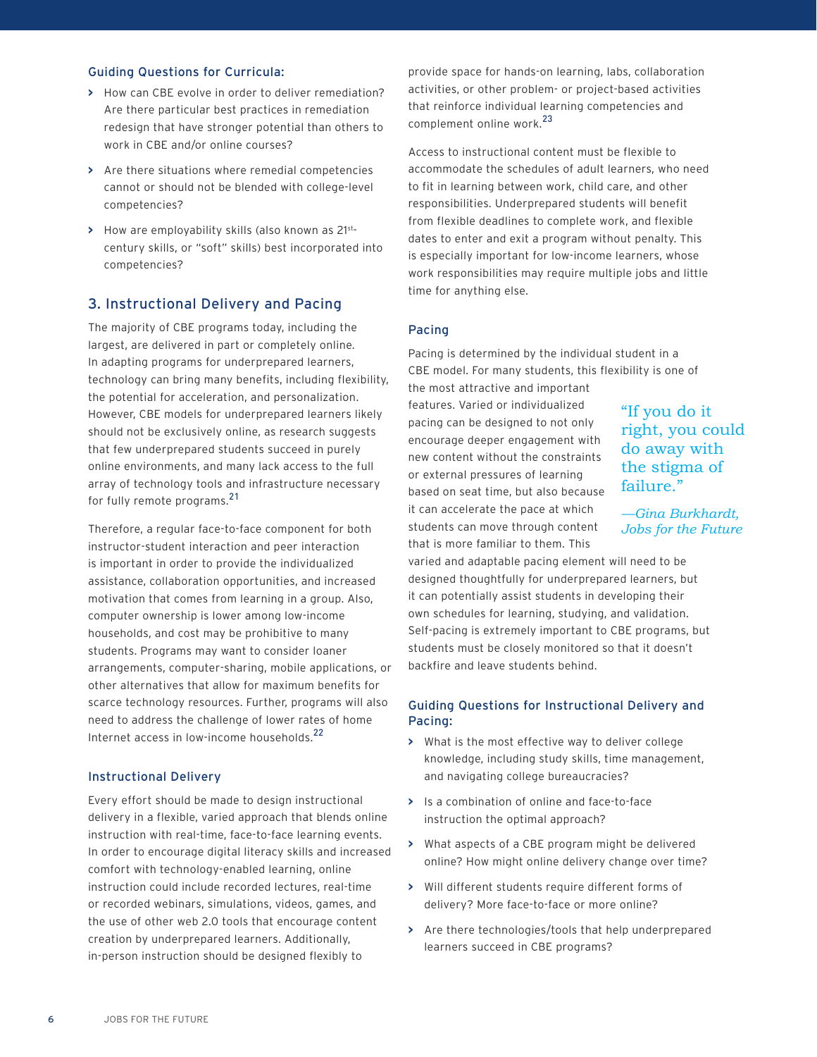### Guiding Questions for Curricula:

- How can CBE evolve in order to deliver remediation? Are there particular best practices in remediation redesign that have stronger potential than others to work in CBE and/or online courses?
- Are there situations where remedial competencies cannot or should not be blended with college-level competencies?
- How are employability skills (also known as 21st-century skills, or "soft" skills) best incorporated into competencies?

## 3. Instructional Delivery and Pacing

The majority of CBE programs today, including the largest, are delivered in part or completely online. In adapting programs for underprepared learners, technology can bring many benefits, including flexibility, the potential for acceleration, and personalization. However, CBE models for underprepared learners likely should not be exclusively online, as research suggests that few underprepared students succeed in purely online environments, and many lack access to the full array of technology tools and infrastructure necessary for fully remote programs.[21]

Therefore, a regular face-to-face component for both instructor-student interaction and peer interaction is important in order to provide the individualized assistance, collaboration opportunities, and increased motivation that comes from learning in a group. Also, computer ownership is lower among low-income households, and cost may be prohibitive to many students. Programs may want to consider loaner arrangements, computer-sharing, mobile applications, or other alternatives that allow for maximum benefits for scarce technology resources. Further, programs will also need to address the challenge of lower rates of home Internet access in low-income households.[22]

### Instructional Delivery

Every effort should be made to design instructional delivery in a flexible, varied approach that blends online instruction with real-time, face-to-face learning events. In order to encourage digital literacy skills and increased comfort with technology-enabled learning, online instruction could include recorded lectures, real-time or recorded webinars, simulations, videos, games, and the use of other web 2.0 tools that encourage content creation by underprepared learners. Additionally, in-person instruction should be designed flexibly to provide space for hands-on learning, labs, collaboration activities, or other problem- or project-based activities that reinforce individual learning competencies and complement online work.[23]

Access to instructional content must be flexible to accommodate the schedules of adult learners, who need to fit in learning between work, child care, and other responsibilities. Underprepared students will benefit from flexible deadlines to complete work, and flexible dates to enter and exit a program without penalty. This is especially important for low-income learners, whose work responsibilities may require multiple jobs and little time for anything else.

### Pacing

Pacing is determined by the individual student in a CBE model. For many students, this flexibility is one of the most attractive and important features. Varied or individualized pacing can be designed to not only encourage deeper engagement with new content without the constraints or external pressures of learning based on seat time, but also because it can accelerate the pace at which students can move through content that is more familiar to them. This varied and adaptable pacing element will need to be designed thoughtfully for underprepared learners, but it can potentially assist students in developing their own schedules for learning, studying, and validation. Self-pacing is extremely important to CBE programs, but students must be closely monitored so that it doesn't backfire and leave students behind.

> "If you do it right, you could do away with the stigma of failure."
>
> *—Gina Burkhardt, Jobs for the Future*

### Guiding Questions for Instructional Delivery and Pacing:

- What is the most effective way to deliver college knowledge, including study skills, time management, and navigating college bureaucracies?
- Is a combination of online and face-to-face instruction the optimal approach?
- What aspects of a CBE program might be delivered online? How might online delivery change over time?
- Will different students require different forms of delivery? More face-to-face or more online?
- Are there technologies/tools that help underprepared learners succeed in CBE programs?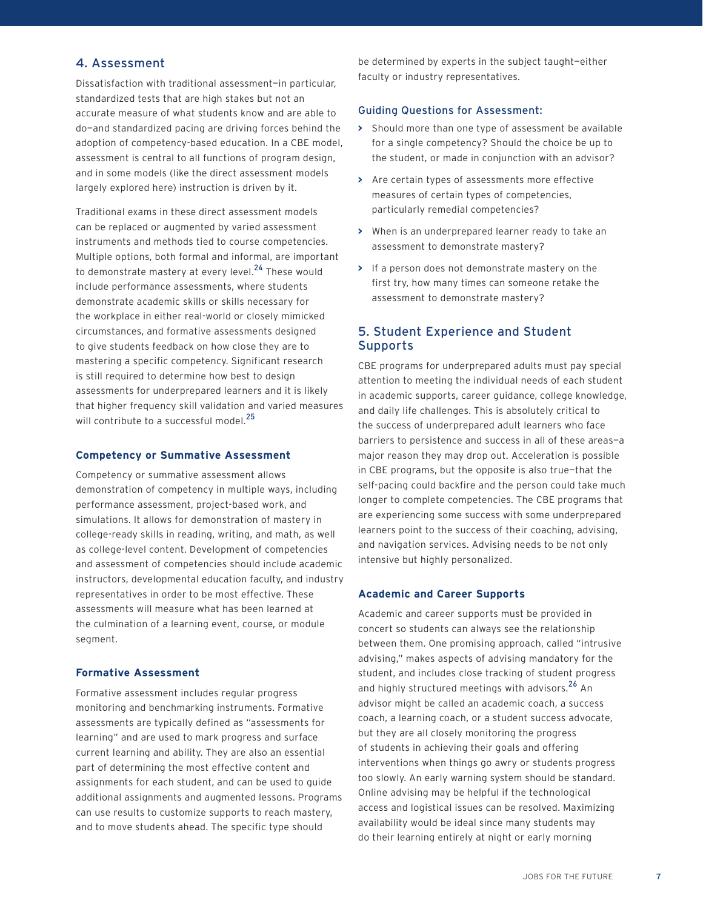## 4. Assessment

Dissatisfaction with traditional assessment—in particular, standardized tests that are high stakes but not an accurate measure of what students know and are able to do—and standardized pacing are driving forces behind the adoption of competency-based education. In a CBE model, assessment is central to all functions of program design, and in some models (like the direct assessment models largely explored here) instruction is driven by it.

Traditional exams in these direct assessment models can be replaced or augmented by varied assessment instruments and methods tied to course competencies. Multiple options, both formal and informal, are important to demonstrate mastery at every level.[24] These would include performance assessments, where students demonstrate academic skills or skills necessary for the workplace in either real-world or closely mimicked circumstances, and formative assessments designed to give students feedback on how close they are to mastering a specific competency. Significant research is still required to determine how best to design assessments for underprepared learners and it is likely that higher frequency skill validation and varied measures will contribute to a successful model.[25]

### Competency or Summative Assessment

Competency or summative assessment allows demonstration of competency in multiple ways, including performance assessment, project-based work, and simulations. It allows for demonstration of mastery in college-ready skills in reading, writing, and math, as well as college-level content. Development of competencies and assessment of competencies should include academic instructors, developmental education faculty, and industry representatives in order to be most effective. These assessments will measure what has been learned at the culmination of a learning event, course, or module segment.

### Formative Assessment

Formative assessment includes regular progress monitoring and benchmarking instruments. Formative assessments are typically defined as "assessments for learning" and are used to mark progress and surface current learning and ability. They are also an essential part of determining the most effective content and assignments for each student, and can be used to guide additional assignments and augmented lessons. Programs can use results to customize supports to reach mastery, and to move students ahead. The specific type should be determined by experts in the subject taught—either faculty or industry representatives.

### Guiding Questions for Assessment:

- Should more than one type of assessment be available for a single competency? Should the choice be up to the student, or made in conjunction with an advisor?
- Are certain types of assessments more effective measures of certain types of competencies, particularly remedial competencies?
- When is an underprepared learner ready to take an assessment to demonstrate mastery?
- If a person does not demonstrate mastery on the first try, how many times can someone retake the assessment to demonstrate mastery?

## 5. Student Experience and Student Supports

CBE programs for underprepared adults must pay special attention to meeting the individual needs of each student in academic supports, career guidance, college knowledge, and daily life challenges. This is absolutely critical to the success of underprepared adult learners who face barriers to persistence and success in all of these areas—a major reason they may drop out. Acceleration is possible in CBE programs, but the opposite is also true—that the self-pacing could backfire and the person could take much longer to complete competencies. The CBE programs that are experiencing some success with some underprepared learners point to the success of their coaching, advising, and navigation services. Advising needs to be not only intensive but highly personalized.

### Academic and Career Supports

Academic and career supports must be provided in concert so students can always see the relationship between them. One promising approach, called "intrusive advising," makes aspects of advising mandatory for the student, and includes close tracking of student progress and highly structured meetings with advisors.[26] An advisor might be called an academic coach, a success coach, a learning coach, or a student success advocate, but they are all closely monitoring the progress of students in achieving their goals and offering interventions when things go awry or students progress too slowly. An early warning system should be standard. Online advising may be helpful if the technological access and logistical issues can be resolved. Maximizing availability would be ideal since many students may do their learning entirely at night or early morning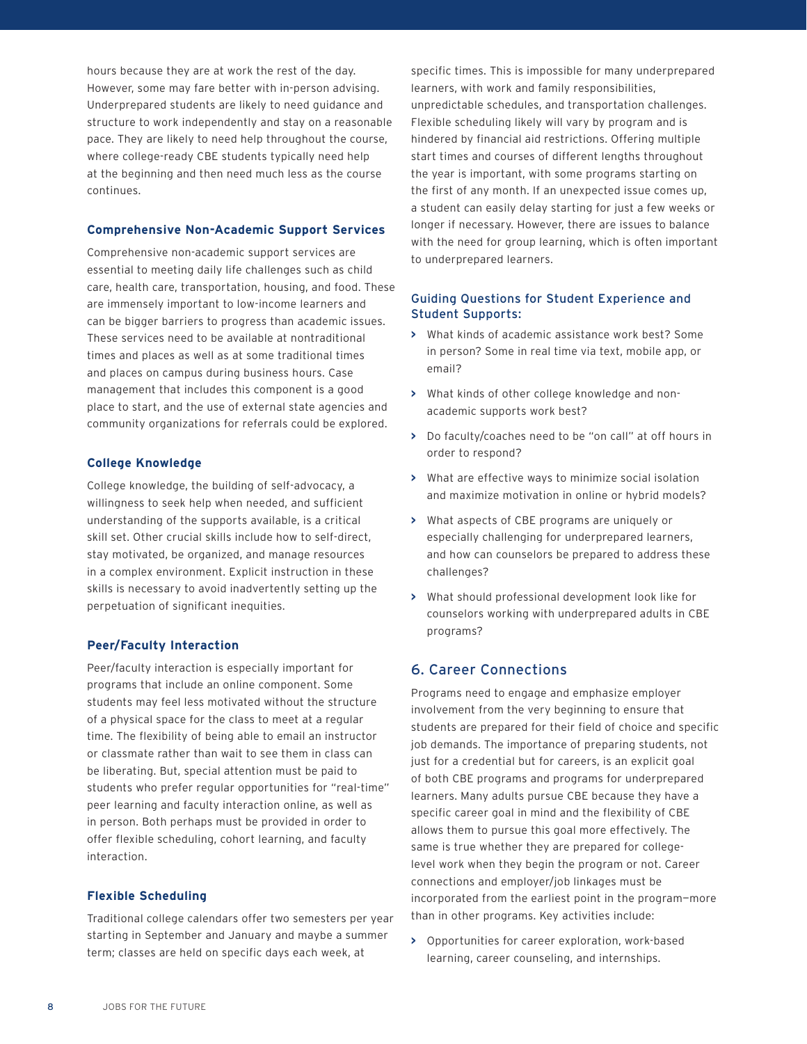hours because they are at work the rest of the day. However, some may fare better with in-person advising. Underprepared students are likely to need guidance and structure to work independently and stay on a reasonable pace. They are likely to need help throughout the course, where college-ready CBE students typically need help at the beginning and then need much less as the course continues.

### Comprehensive Non-Academic Support Services

Comprehensive non-academic support services are essential to meeting daily life challenges such as child care, health care, transportation, housing, and food. These are immensely important to low-income learners and can be bigger barriers to progress than academic issues. These services need to be available at nontraditional times and places as well as at some traditional times and places on campus during business hours. Case management that includes this component is a good place to start, and the use of external state agencies and community organizations for referrals could be explored.

### College Knowledge

College knowledge, the building of self-advocacy, a willingness to seek help when needed, and sufficient understanding of the supports available, is a critical skill set. Other crucial skills include how to self-direct, stay motivated, be organized, and manage resources in a complex environment. Explicit instruction in these skills is necessary to avoid inadvertently setting up the perpetuation of significant inequities.

### Peer/Faculty Interaction

Peer/faculty interaction is especially important for programs that include an online component. Some students may feel less motivated without the structure of a physical space for the class to meet at a regular time. The flexibility of being able to email an instructor or classmate rather than wait to see them in class can be liberating. But, special attention must be paid to students who prefer regular opportunities for "real-time" peer learning and faculty interaction online, as well as in person. Both perhaps must be provided in order to offer flexible scheduling, cohort learning, and faculty interaction.

### Flexible Scheduling

Traditional college calendars offer two semesters per year starting in September and January and maybe a summer term; classes are held on specific days each week, at specific times. This is impossible for many underprepared learners, with work and family responsibilities, unpredictable schedules, and transportation challenges. Flexible scheduling likely will vary by program and is hindered by financial aid restrictions. Offering multiple start times and courses of different lengths throughout the year is important, with some programs starting on the first of any month. If an unexpected issue comes up, a student can easily delay starting for just a few weeks or longer if necessary. However, there are issues to balance with the need for group learning, which is often important to underprepared learners.

### Guiding Questions for Student Experience and Student Supports:

- What kinds of academic assistance work best? Some in person? Some in real time via text, mobile app, or email?
- What kinds of other college knowledge and non-academic supports work best?
- Do faculty/coaches need to be "on call" at off hours in order to respond?
- What are effective ways to minimize social isolation and maximize motivation in online or hybrid models?
- What aspects of CBE programs are uniquely or especially challenging for underprepared learners, and how can counselors be prepared to address these challenges?
- What should professional development look like for counselors working with underprepared adults in CBE programs?

## 6. Career Connections

Programs need to engage and emphasize employer involvement from the very beginning to ensure that students are prepared for their field of choice and specific job demands. The importance of preparing students, not just for a credential but for careers, is an explicit goal of both CBE programs and programs for underprepared learners. Many adults pursue CBE because they have a specific career goal in mind and the flexibility of CBE allows them to pursue this goal more effectively. The same is true whether they are prepared for college-level work when they begin the program or not. Career connections and employer/job linkages must be incorporated from the earliest point in the program—more than in other programs. Key activities include:

- Opportunities for career exploration, work-based learning, career counseling, and internships.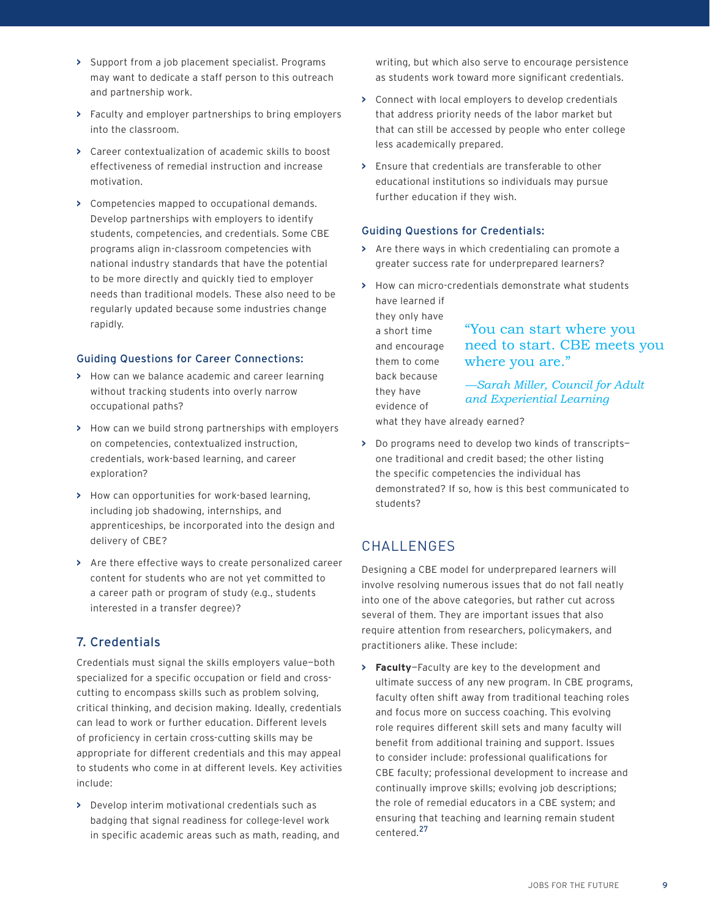- Support from a job placement specialist. Programs may want to dedicate a staff person to this outreach and partnership work.
- Faculty and employer partnerships to bring employers into the classroom.
- Career contextualization of academic skills to boost effectiveness of remedial instruction and increase motivation.
- Competencies mapped to occupational demands. Develop partnerships with employers to identify students, competencies, and credentials. Some CBE programs align in-classroom competencies with national industry standards that have the potential to be more directly and quickly tied to employer needs than traditional models. These also need to be regularly updated because some industries change rapidly.

### Guiding Questions for Career Connections:

- How can we balance academic and career learning without tracking students into overly narrow occupational paths?
- How can we build strong partnerships with employers on competencies, contextualized instruction, credentials, work-based learning, and career exploration?
- How can opportunities for work-based learning, including job shadowing, internships, and apprenticeships, be incorporated into the design and delivery of CBE?
- Are there effective ways to create personalized career content for students who are not yet committed to a career path or program of study (e.g., students interested in a transfer degree)?

## 7. Credentials

Credentials must signal the skills employers value—both specialized for a specific occupation or field and cross-cutting to encompass skills such as problem solving, critical thinking, and decision making. Ideally, credentials can lead to work or further education. Different levels of proficiency in certain cross-cutting skills may be appropriate for different credentials and this may appeal to students who come in at different levels. Key activities include:

- Develop interim motivational credentials such as badging that signal readiness for college-level work in specific academic areas such as math, reading, and writing, but which also serve to encourage persistence as students work toward more significant credentials.
- Connect with local employers to develop credentials that address priority needs of the labor market but that can still be accessed by people who enter college less academically prepared.
- Ensure that credentials are transferable to other educational institutions so individuals may pursue further education if they wish.

### Guiding Questions for Credentials:

- Are there ways in which credentialing can promote a greater success rate for underprepared learners?
- How can micro-credentials demonstrate what students have learned if they only have a short time and encourage them to come back because they have evidence of what they have already earned?
- Do programs need to develop two kinds of transcripts—one traditional and credit based; the other listing the specific competencies the individual has demonstrated? If so, how is this best communicated to students?

> "You can start where you need to start. CBE meets you where you are."
>
> *—Sarah Miller, Council for Adult and Experiential Learning*

## CHALLENGES

Designing a CBE model for underprepared learners will involve resolving numerous issues that do not fall neatly into one of the above categories, but rather cut across several of them. They are important issues that also require attention from researchers, policymakers, and practitioners alike. These include:

- **Faculty**—Faculty are key to the development and ultimate success of any new program. In CBE programs, faculty often shift away from traditional teaching roles and focus more on success coaching. This evolving role requires different skill sets and many faculty will benefit from additional training and support. Issues to consider include: professional qualifications for CBE faculty; professional development to increase and continually improve skills; evolving job descriptions; the role of remedial educators in a CBE system; and ensuring that teaching and learning remain student centered.[27]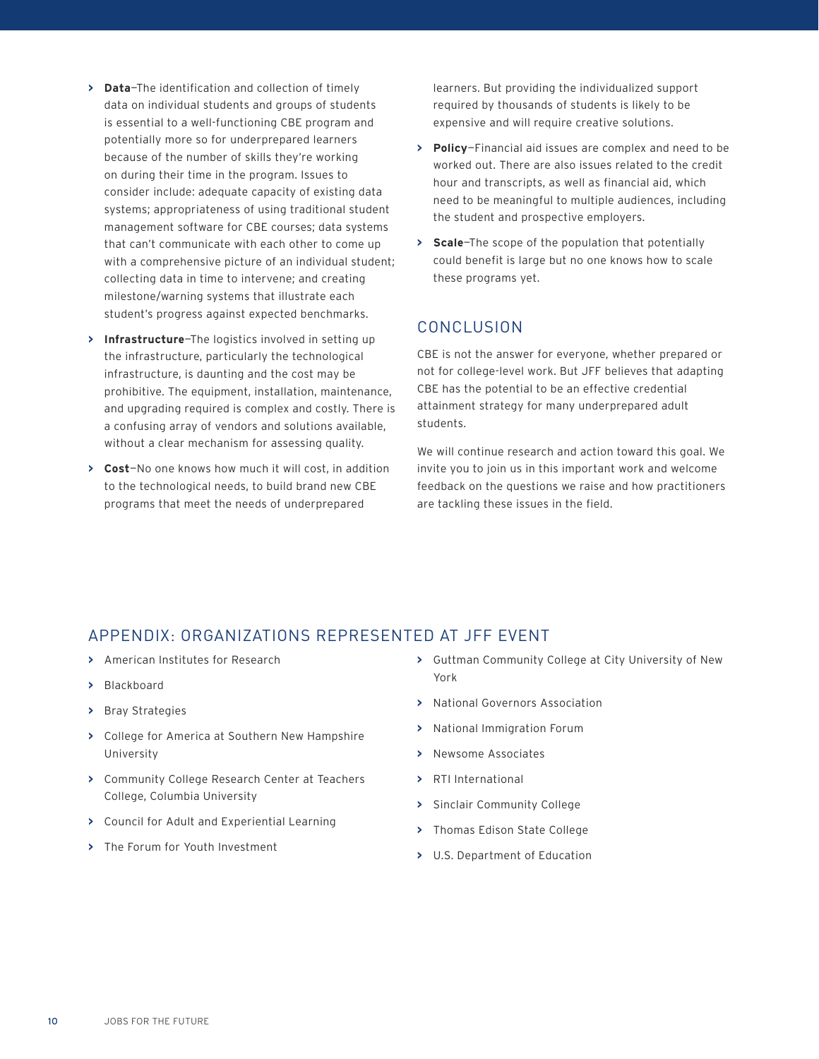- **Data**—The identification and collection of timely data on individual students and groups of students is essential to a well-functioning CBE program and potentially more so for underprepared learners because of the number of skills they're working on during their time in the program. Issues to consider include: adequate capacity of existing data systems; appropriateness of using traditional student management software for CBE courses; data systems that can't communicate with each other to come up with a comprehensive picture of an individual student; collecting data in time to intervene; and creating milestone/warning systems that illustrate each student's progress against expected benchmarks.
- **Infrastructure**—The logistics involved in setting up the infrastructure, particularly the technological infrastructure, is daunting and the cost may be prohibitive. The equipment, installation, maintenance, and upgrading required is complex and costly. There is a confusing array of vendors and solutions available, without a clear mechanism for assessing quality.
- **Cost**—No one knows how much it will cost, in addition to the technological needs, to build brand new CBE programs that meet the needs of underprepared learners. But providing the individualized support required by thousands of students is likely to be expensive and will require creative solutions.
- **Policy**—Financial aid issues are complex and need to be worked out. There are also issues related to the credit hour and transcripts, as well as financial aid, which need to be meaningful to multiple audiences, including the student and prospective employers.
- **Scale**—The scope of the population that potentially could benefit is large but no one knows how to scale these programs yet.

## CONCLUSION

CBE is not the answer for everyone, whether prepared or not for college-level work. But JFF believes that adapting CBE has the potential to be an effective credential attainment strategy for many underprepared adult students.

We will continue research and action toward this goal. We invite you to join us in this important work and welcome feedback on the questions we raise and how practitioners are tackling these issues in the field.

## APPENDIX: ORGANIZATIONS REPRESENTED AT JFF EVENT

- American Institutes for Research
- Blackboard
- Bray Strategies
- College for America at Southern New Hampshire University
- Community College Research Center at Teachers College, Columbia University
- Council for Adult and Experiential Learning
- The Forum for Youth Investment
- Guttman Community College at City University of New York
- National Governors Association
- National Immigration Forum
- Newsome Associates
- RTI International
- Sinclair Community College
- Thomas Edison State College
- U.S. Department of Education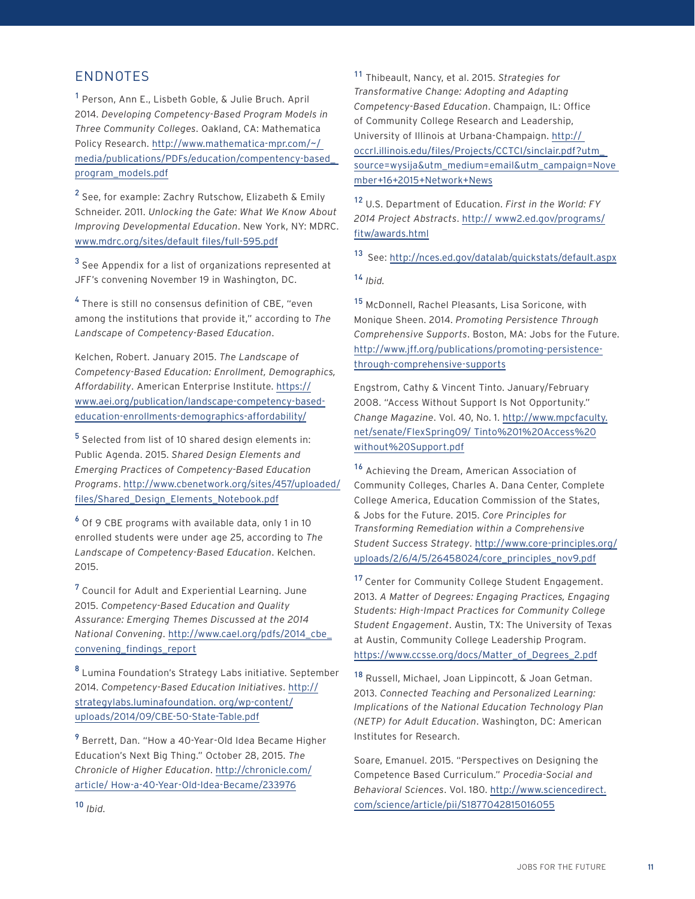## ENDNOTES

[1] Person, Ann E., Lisbeth Goble, & Julie Bruch. April 2014. *Developing Competency-Based Program Models in Three Community Colleges*. Oakland, CA: Mathematica Policy Research. http://www.mathematica-mpr.com/~/media/publications/PDFs/education/compentency-based_program_models.pdf

[2] See, for example: Zachry Rutschow, Elizabeth & Emily Schneider. 2011. *Unlocking the Gate: What We Know About Improving Developmental Education*. New York, NY: MDRC. www.mdrc.org/sites/default files/full-595.pdf

[3] See Appendix for a list of organizations represented at JFF's convening November 19 in Washington, DC.

[4] There is still no consensus definition of CBE, "even among the institutions that provide it," according to *The Landscape of Competency-Based Education*.

Kelchen, Robert. January 2015. *The Landscape of Competency-Based Education: Enrollment, Demographics, Affordability*. American Enterprise Institute. https://www.aei.org/publication/landscape-competency-based-education-enrollments-demographics-affordability/

[5] Selected from list of 10 shared design elements in: Public Agenda. 2015. *Shared Design Elements and Emerging Practices of Competency-Based Education Programs*. http://www.cbenetwork.org/sites/457/uploaded/files/Shared_Design_Elements_Notebook.pdf

[6] Of 9 CBE programs with available data, only 1 in 10 enrolled students were under age 25, according to *The Landscape of Competency-Based Education*. Kelchen. 2015.

[7] Council for Adult and Experiential Learning. June 2015. *Competency-Based Education and Quality Assurance: Emerging Themes Discussed at the 2014 National Convening*. http://www.cael.org/pdfs/2014_cbe_convening_findings_report

[8] Lumina Foundation's Strategy Labs initiative. September 2014. *Competency-Based Education Initiatives*. http://strategylabs.luminafoundation. org/wp-content/uploads/2014/09/CBE-50-State-Table.pdf

[9] Berrett, Dan. "How a 40-Year-Old Idea Became Higher Education's Next Big Thing." October 28, 2015. *The Chronicle of Higher Education*. http://chronicle.com/article/ How-a-40-Year-Old-Idea-Became/233976

[10] *Ibid.*

[11] Thibeault, Nancy, et al. 2015. *Strategies for Transformative Change: Adopting and Adapting Competency-Based Education*. Champaign, IL: Office of Community College Research and Leadership, University of Illinois at Urbana-Champaign. http://occrl.illinois.edu/files/Projects/CCTCI/sinclair.pdf?utm_source=wysija&utm_medium=email&utm_campaign=November+16+2015+Network+News

[12] U.S. Department of Education. *First in the World: FY 2014 Project Abstracts*. http:// www2.ed.gov/programs/fitw/awards.html

[13] See: http://nces.ed.gov/datalab/quickstats/default.aspx

[14] *Ibid.*

[15] McDonnell, Rachel Pleasants, Lisa Soricone, with Monique Sheen. 2014. *Promoting Persistence Through Comprehensive Supports*. Boston, MA: Jobs for the Future. http://www.jff.org/publications/promoting-persistence-through-comprehensive-supports

Engstrom, Cathy & Vincent Tinto. January/February 2008. "Access Without Support Is Not Opportunity." *Change Magazine*. Vol. 40, No. 1. http://www.mpcfaculty.net/senate/FlexSpring09/ Tinto%201%20Access%20without%20Support.pdf

[16] Achieving the Dream, American Association of Community Colleges, Charles A. Dana Center, Complete College America, Education Commission of the States, & Jobs for the Future. 2015. *Core Principles for Transforming Remediation within a Comprehensive Student Success Strategy*. http://www.core-principles.org/uploads/2/6/4/5/26458024/core_principles_nov9.pdf

[17] Center for Community College Student Engagement. 2013. *A Matter of Degrees: Engaging Practices, Engaging Students: High-Impact Practices for Community College Student Engagement*. Austin, TX: The University of Texas at Austin, Community College Leadership Program. https://www.ccsse.org/docs/Matter_of_Degrees_2.pdf

[18] Russell, Michael, Joan Lippincott, & Joan Getman. 2013. *Connected Teaching and Personalized Learning: Implications of the National Education Technology Plan (NETP) for Adult Education*. Washington, DC: American Institutes for Research.

Soare, Emanuel. 2015. "Perspectives on Designing the Competence Based Curriculum." *Procedia-Social and Behavioral Sciences*. Vol. 180. http://www.sciencedirect.com/science/article/pii/S1877042815016055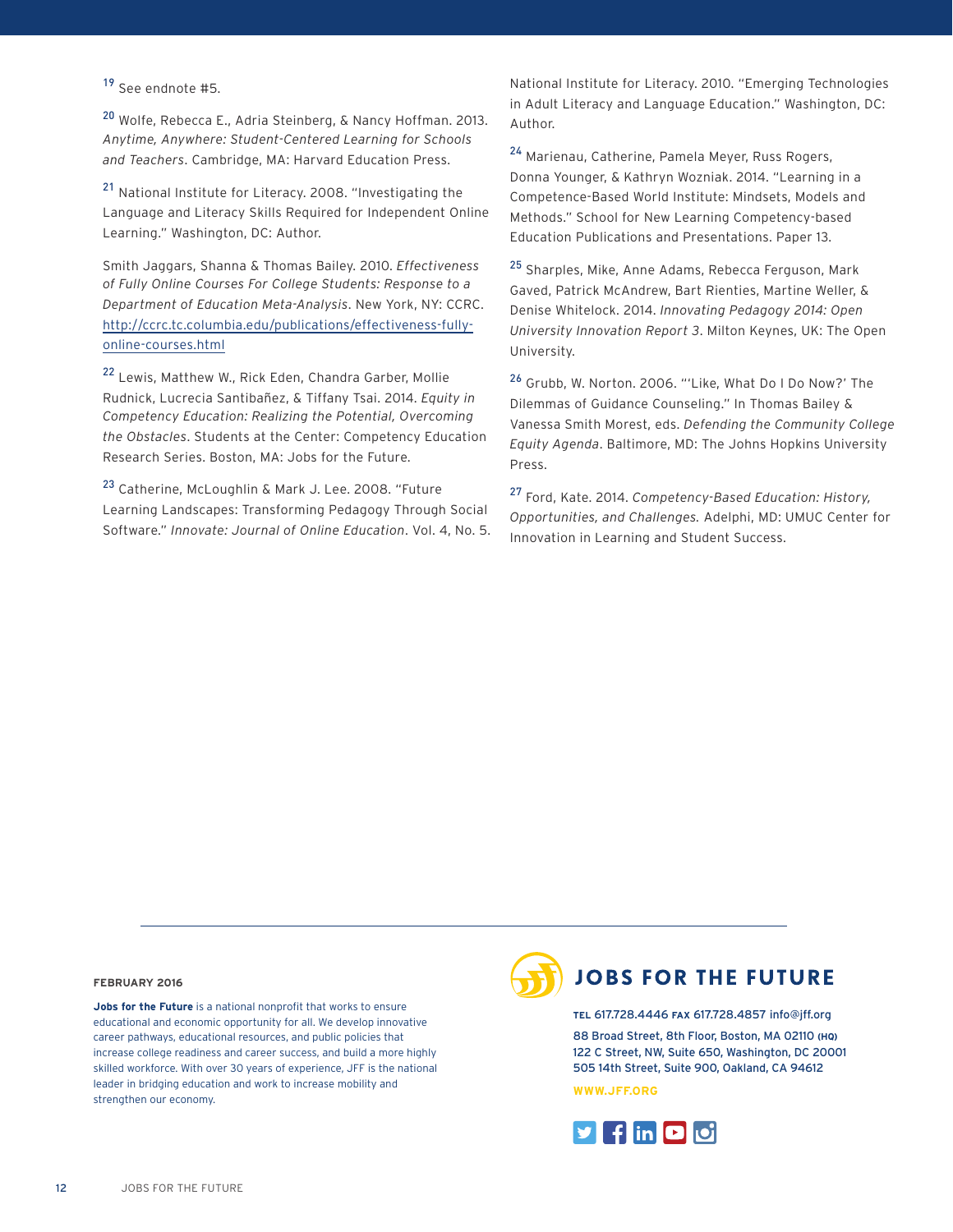[19] See endnote #5.

[20] Wolfe, Rebecca E., Adria Steinberg, & Nancy Hoffman. 2013. *Anytime, Anywhere: Student-Centered Learning for Schools and Teachers*. Cambridge, MA: Harvard Education Press.

[21] National Institute for Literacy. 2008. "Investigating the Language and Literacy Skills Required for Independent Online Learning." Washington, DC: Author.

Smith Jaggars, Shanna & Thomas Bailey. 2010. *Effectiveness of Fully Online Courses For College Students: Response to a Department of Education Meta-Analysis*. New York, NY: CCRC. http://ccrc.tc.columbia.edu/publications/effectiveness-fully-online-courses.html

[22] Lewis, Matthew W., Rick Eden, Chandra Garber, Mollie Rudnick, Lucrecia Santibañez, & Tiffany Tsai. 2014. *Equity in Competency Education: Realizing the Potential, Overcoming the Obstacles*. Students at the Center: Competency Education Research Series. Boston, MA: Jobs for the Future.

[23] Catherine, McLoughlin & Mark J. Lee. 2008. "Future Learning Landscapes: Transforming Pedagogy Through Social Software." *Innovate: Journal of Online Education*. Vol. 4, No. 5.

National Institute for Literacy. 2010. "Emerging Technologies in Adult Literacy and Language Education." Washington, DC: Author.

[24] Marienau, Catherine, Pamela Meyer, Russ Rogers, Donna Younger, & Kathryn Wozniak. 2014. "Learning in a Competence-Based World Institute: Mindsets, Models and Methods." School for New Learning Competency-based Education Publications and Presentations. Paper 13.

[25] Sharples, Mike, Anne Adams, Rebecca Ferguson, Mark Gaved, Patrick McAndrew, Bart Rienties, Martine Weller, & Denise Whitelock. 2014. *Innovating Pedagogy 2014: Open University Innovation Report 3*. Milton Keynes, UK: The Open University.

[26] Grubb, W. Norton. 2006. "'Like, What Do I Do Now?' The Dilemmas of Guidance Counseling." In Thomas Bailey & Vanessa Smith Morest, eds. *Defending the Community College Equity Agenda*. Baltimore, MD: The Johns Hopkins University Press.

[27] Ford, Kate. 2014. *Competency-Based Education: History, Opportunities, and Challenges.* Adelphi, MD: UMUC Center for Innovation in Learning and Student Success.

---

**FEBRUARY 2016**

**Jobs for the Future** is a national nonprofit that works to ensure educational and economic opportunity for all. We develop innovative career pathways, educational resources, and public policies that increase college readiness and career success, and build a more highly skilled workforce. With over 30 years of experience, JFF is the national leader in bridging education and work to increase mobility and strengthen our economy.

**JOBS FOR THE FUTURE**

**TEL** 617.728.4446 **FAX** 617.728.4857 info@jff.org

88 Broad Street, 8th Floor, Boston, MA 02110 **(HQ)**
122 C Street, NW, Suite 650, Washington, DC 20001
505 14th Street, Suite 900, Oakland, CA 94612

**WWW.JFF.ORG**